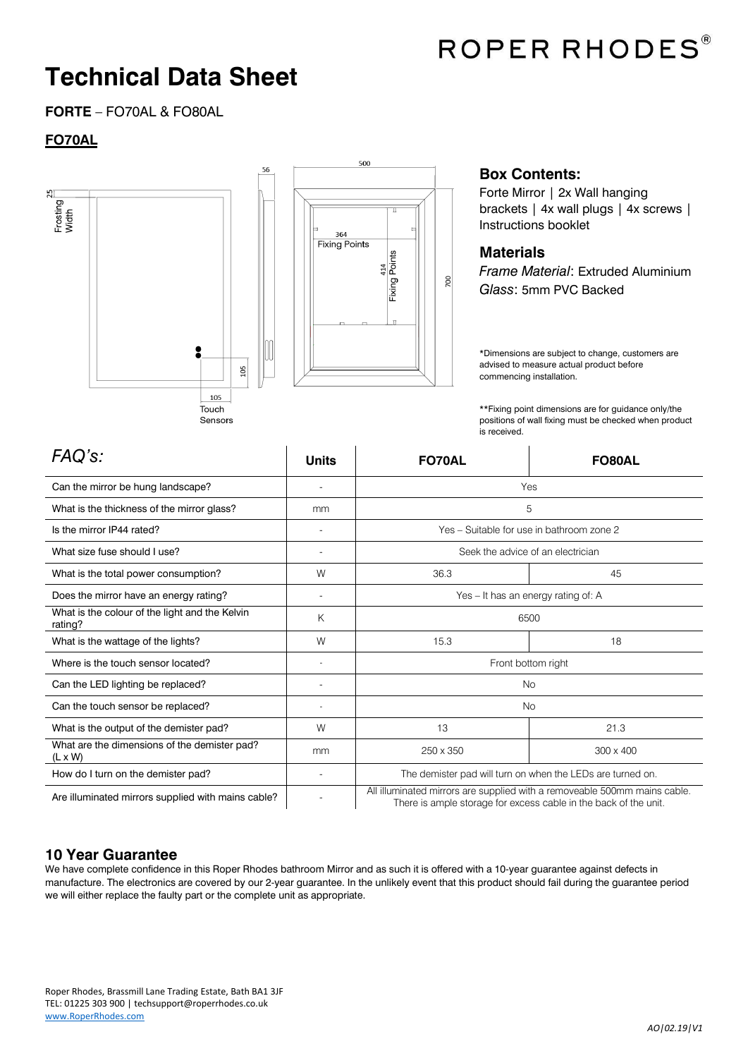ROPER RHODES®

# Technical Data Sheet

**FORTE** – FO70AL & FO80AL

## FO70AL

25 Frosting Width

56

500

364 Fixing Points

414 Fixing Points

700

105

105 Touch Sensors

### Box Contents:

Forte Mirror | 2x Wall hanging brackets | 4x wall plugs | 4x screws | Instructions booklet

### Materials

*Frame Material*: Extruded Aluminium
*Glass*: 5mm PVC Backed

*Dimensions are subject to change, customers are advised to measure actual product before commencing installation.

**Fixing point dimensions are for guidance only/the positions of wall fixing must be checked when product is received.

| *FAQ's:* | Units | FO70AL | FO80AL |
|---|---|---|---|
| Can the mirror be hung landscape? | - | Yes | |
| What is the thickness of the mirror glass? | mm | 5 | |
| Is the mirror IP44 rated? | - | Yes – Suitable for use in bathroom zone 2 | |
| What size fuse should I use? | - | Seek the advice of an electrician | |
| What is the total power consumption? | W | 36.3 | 45 |
| Does the mirror have an energy rating? | - | Yes – It has an energy rating of: A | |
| What is the colour of the light and the Kelvin rating? | K | 6500 | |
| What is the wattage of the lights? | W | 15.3 | 18 |
| Where is the touch sensor located? | - | Front bottom right | |
| Can the LED lighting be replaced? | - | No | |
| Can the touch sensor be replaced? | - | No | |
| What is the output of the demister pad? | W | 13 | 21.3 |
| What are the dimensions of the demister pad? (L x W) | mm | 250 x 350 | 300 x 400 |
| How do I turn on the demister pad? | - | The demister pad will turn on when the LEDs are turned on. | |
| Are illuminated mirrors supplied with mains cable? | - | All illuminated mirrors are supplied with a removeable 500mm mains cable. There is ample storage for excess cable in the back of the unit. | |

## 10 Year Guarantee

We have complete confidence in this Roper Rhodes bathroom Mirror and as such it is offered with a 10-year guarantee against defects in manufacture. The electronics are covered by our 2-year guarantee. In the unlikely event that this product should fail during the guarantee period we will either replace the faulty part or the complete unit as appropriate.

Roper Rhodes, Brassmill Lane Trading Estate, Bath BA1 3JF
TEL: 01225 303 900 | techsupport@roperrhodes.co.uk
www.RoperRhodes.com

AO|02.19|V1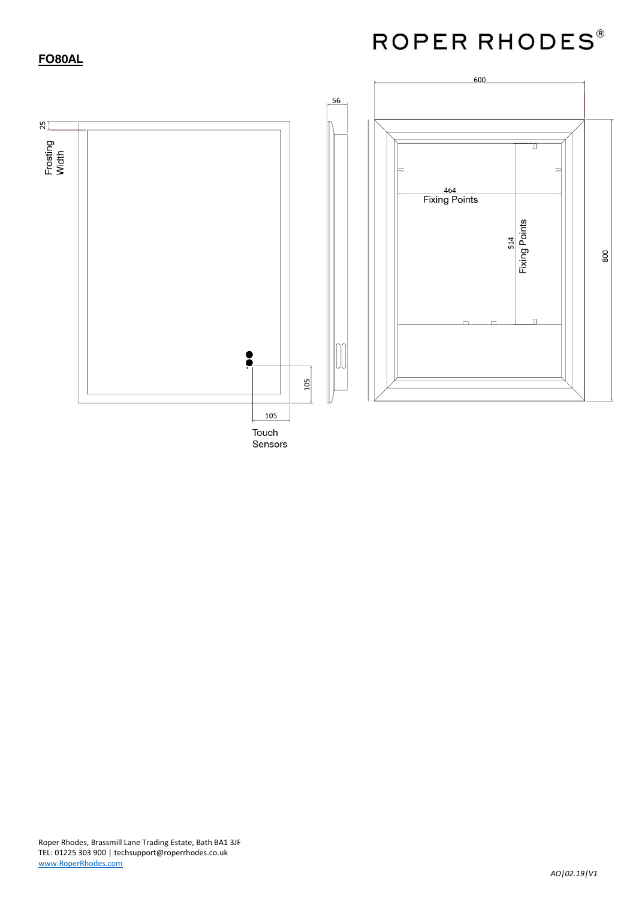**FO80AL**

ROPER RHODES®

25

Frosting Width

56

600

464

Fixing Points

514

Fixing Points

800

105

105

Touch Sensors

Roper Rhodes, Brassmill Lane Trading Estate, Bath BA1 3JF
TEL: 01225 303 900 | techsupport@roperrhodes.co.uk
[www.RoperRhodes.com](http://www.RoperRhodes.com)

*AO|02.19|V1*